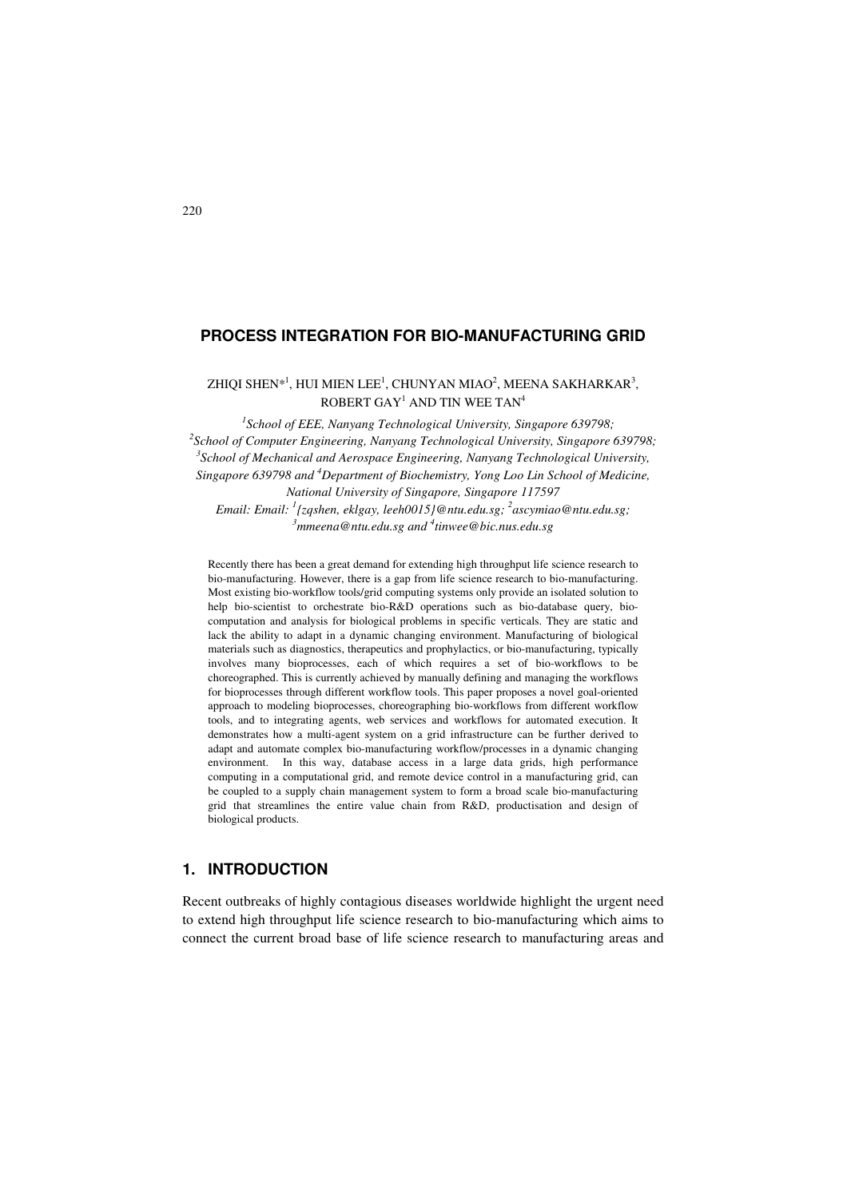# PROCESS INTEGRATION FOR BIO-MANUFACTURING GRID

ZHIQI SHEN*[1], HUI MIEN LEE[1], CHUNYAN MIAO[2], MEENA SAKHARKAR[3], ROBERT GAY[1] AND TIN WEE TAN[4]

*[1]School of EEE, Nanyang Technological University, Singapore 639798;*
*[2]School of Computer Engineering, Nanyang Technological University, Singapore 639798;*
*[3]School of Mechanical and Aerospace Engineering, Nanyang Technological University, Singapore 639798 and [4]Department of Biochemistry, Yong Loo Lin School of Medicine, National University of Singapore, Singapore 117597*
*Email: Email: [1]{zqshen, eklgay, leeh0015}@ntu.edu.sg; [2]ascymiao@ntu.edu.sg; [3]mmeena@ntu.edu.sg and [4]tinwee@bic.nus.edu.sg*

Recently there has been a great demand for extending high throughput life science research to bio-manufacturing. However, there is a gap from life science research to bio-manufacturing. Most existing bio-workflow tools/grid computing systems only provide an isolated solution to help bio-scientist to orchestrate bio-R&D operations such as bio-database query, bio-computation and analysis for biological problems in specific verticals. They are static and lack the ability to adapt in a dynamic changing environment. Manufacturing of biological materials such as diagnostics, therapeutics and prophylactics, or bio-manufacturing, typically involves many bioprocesses, each of which requires a set of bio-workflows to be choreographed. This is currently achieved by manually defining and managing the workflows for bioprocesses through different workflow tools. This paper proposes a novel goal-oriented approach to modeling bioprocesses, choreographing bio-workflows from different workflow tools, and to integrating agents, web services and workflows for automated execution. It demonstrates how a multi-agent system on a grid infrastructure can be further derived to adapt and automate complex bio-manufacturing workflow/processes in a dynamic changing environment. In this way, database access in a large data grids, high performance computing in a computational grid, and remote device control in a manufacturing grid, can be coupled to a supply chain management system to form a broad scale bio-manufacturing grid that streamlines the entire value chain from R&D, productisation and design of biological products.

## 1. INTRODUCTION

Recent outbreaks of highly contagious diseases worldwide highlight the urgent need to extend high throughput life science research to bio-manufacturing which aims to connect the current broad base of life science research to manufacturing areas and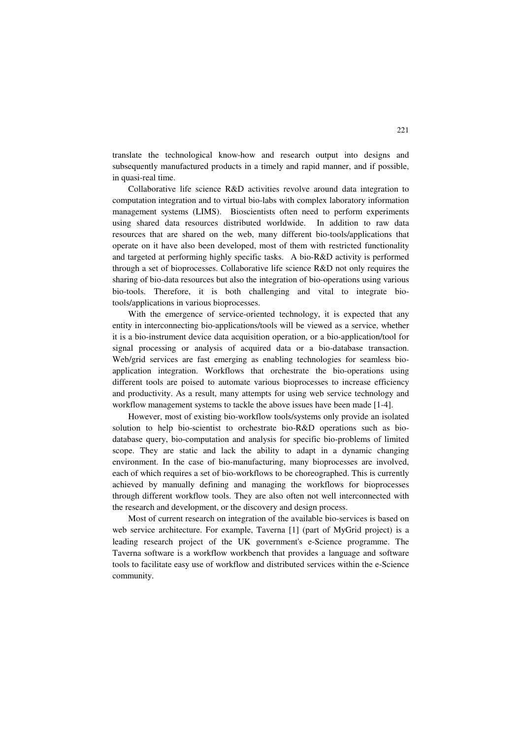translate the technological know-how and research output into designs and subsequently manufactured products in a timely and rapid manner, and if possible, in quasi-real time.

Collaborative life science R&D activities revolve around data integration to computation integration and to virtual bio-labs with complex laboratory information management systems (LIMS). Bioscientists often need to perform experiments using shared data resources distributed worldwide. In addition to raw data resources that are shared on the web, many different bio-tools/applications that operate on it have also been developed, most of them with restricted functionality and targeted at performing highly specific tasks. A bio-R&D activity is performed through a set of bioprocesses. Collaborative life science R&D not only requires the sharing of bio-data resources but also the integration of bio-operations using various bio-tools. Therefore, it is both challenging and vital to integrate bio-tools/applications in various bioprocesses.

With the emergence of service-oriented technology, it is expected that any entity in interconnecting bio-applications/tools will be viewed as a service, whether it is a bio-instrument device data acquisition operation, or a bio-application/tool for signal processing or analysis of acquired data or a bio-database transaction. Web/grid services are fast emerging as enabling technologies for seamless bio-application integration. Workflows that orchestrate the bio-operations using different tools are poised to automate various bioprocesses to increase efficiency and productivity. As a result, many attempts for using web service technology and workflow management systems to tackle the above issues have been made [1-4].

However, most of existing bio-workflow tools/systems only provide an isolated solution to help bio-scientist to orchestrate bio-R&D operations such as bio-database query, bio-computation and analysis for specific bio-problems of limited scope. They are static and lack the ability to adapt in a dynamic changing environment. In the case of bio-manufacturing, many bioprocesses are involved, each of which requires a set of bio-workflows to be choreographed. This is currently achieved by manually defining and managing the workflows for bioprocesses through different workflow tools. They are also often not well interconnected with the research and development, or the discovery and design process.

Most of current research on integration of the available bio-services is based on web service architecture. For example, Taverna [1] (part of MyGrid project) is a leading research project of the UK government's e-Science programme. The Taverna software is a workflow workbench that provides a language and software tools to facilitate easy use of workflow and distributed services within the e-Science community.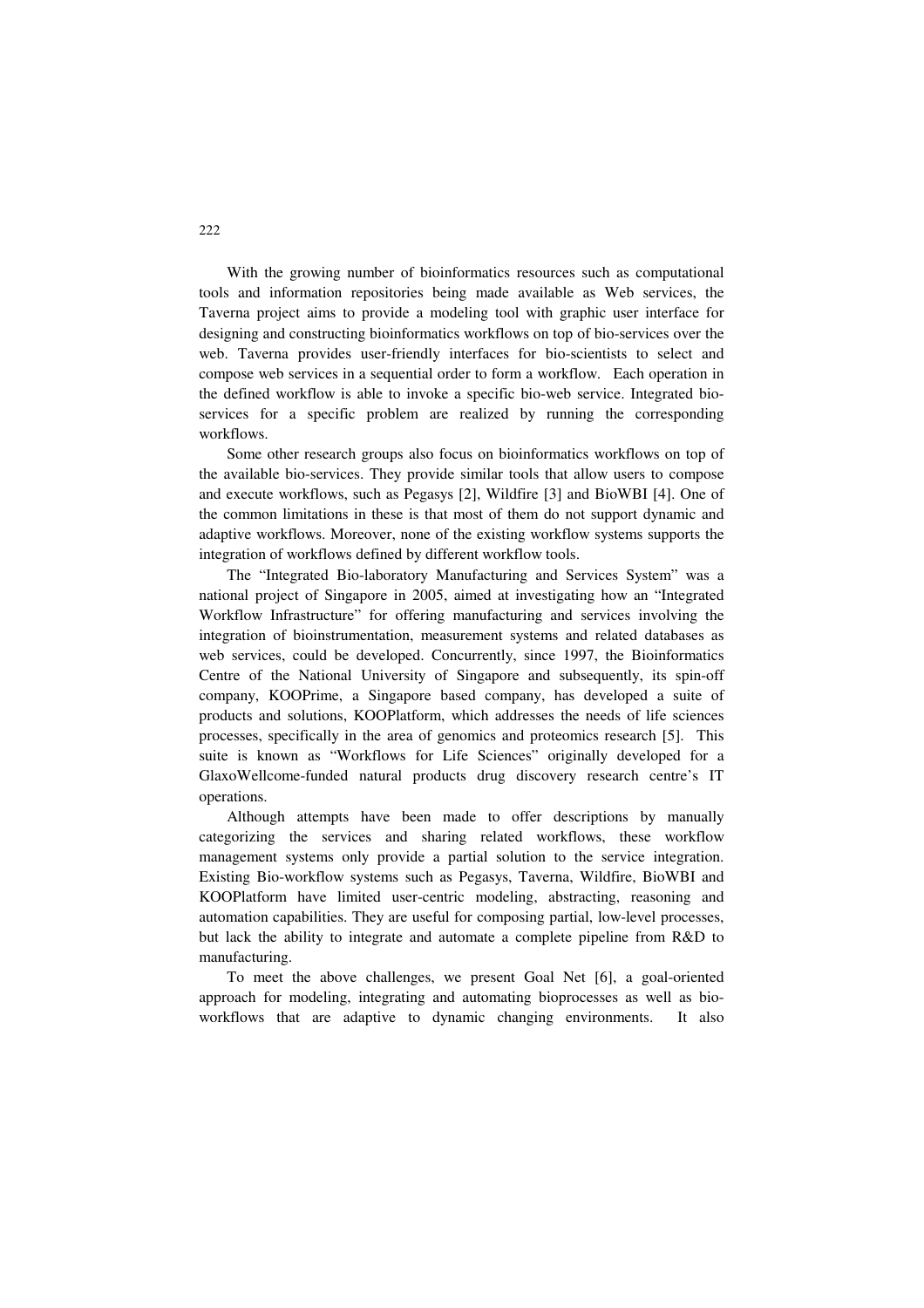With the growing number of bioinformatics resources such as computational tools and information repositories being made available as Web services, the Taverna project aims to provide a modeling tool with graphic user interface for designing and constructing bioinformatics workflows on top of bio-services over the web. Taverna provides user-friendly interfaces for bio-scientists to select and compose web services in a sequential order to form a workflow. Each operation in the defined workflow is able to invoke a specific bio-web service. Integrated bio-services for a specific problem are realized by running the corresponding workflows.

Some other research groups also focus on bioinformatics workflows on top of the available bio-services. They provide similar tools that allow users to compose and execute workflows, such as Pegasys [2], Wildfire [3] and BioWBI [4]. One of the common limitations in these is that most of them do not support dynamic and adaptive workflows. Moreover, none of the existing workflow systems supports the integration of workflows defined by different workflow tools.

The "Integrated Bio-laboratory Manufacturing and Services System" was a national project of Singapore in 2005, aimed at investigating how an "Integrated Workflow Infrastructure" for offering manufacturing and services involving the integration of bioinstrumentation, measurement systems and related databases as web services, could be developed. Concurrently, since 1997, the Bioinformatics Centre of the National University of Singapore and subsequently, its spin-off company, KOOPrime, a Singapore based company, has developed a suite of products and solutions, KOOPlatform, which addresses the needs of life sciences processes, specifically in the area of genomics and proteomics research [5]. This suite is known as "Workflows for Life Sciences" originally developed for a GlaxoWellcome-funded natural products drug discovery research centre's IT operations.

Although attempts have been made to offer descriptions by manually categorizing the services and sharing related workflows, these workflow management systems only provide a partial solution to the service integration. Existing Bio-workflow systems such as Pegasys, Taverna, Wildfire, BioWBI and KOOPlatform have limited user-centric modeling, abstracting, reasoning and automation capabilities. They are useful for composing partial, low-level processes, but lack the ability to integrate and automate a complete pipeline from R&D to manufacturing.

To meet the above challenges, we present Goal Net [6], a goal-oriented approach for modeling, integrating and automating bioprocesses as well as bio-workflows that are adaptive to dynamic changing environments. It also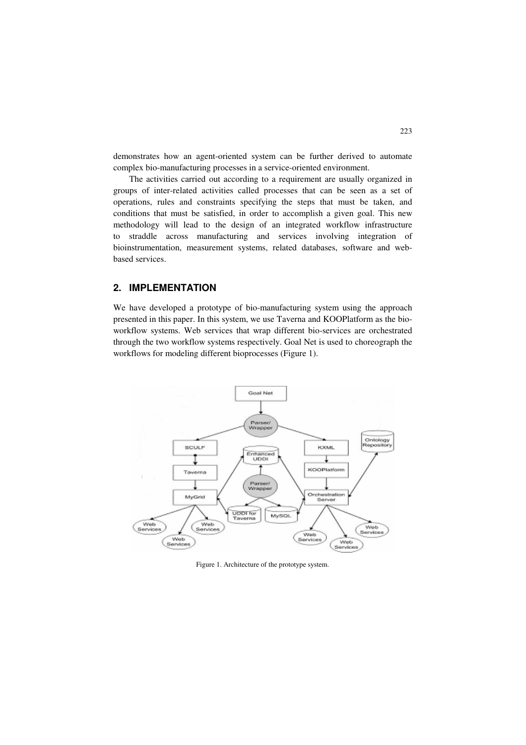demonstrates how an agent-oriented system can be further derived to automate complex bio-manufacturing processes in a service-oriented environment.

The activities carried out according to a requirement are usually organized in groups of inter-related activities called processes that can be seen as a set of operations, rules and constraints specifying the steps that must be taken, and conditions that must be satisfied, in order to accomplish a given goal. This new methodology will lead to the design of an integrated workflow infrastructure to straddle across manufacturing and services involving integration of bioinstrumentation, measurement systems, related databases, software and web-based services.

## 2. IMPLEMENTATION

We have developed a prototype of bio-manufacturing system using the approach presented in this paper. In this system, we use Taverna and KOOPlatform as the bio-workflow systems. Web services that wrap different bio-services are orchestrated through the two workflow systems respectively. Goal Net is used to choreograph the workflows for modeling different bioprocesses (Figure 1).

Figure 1. Architecture of the prototype system.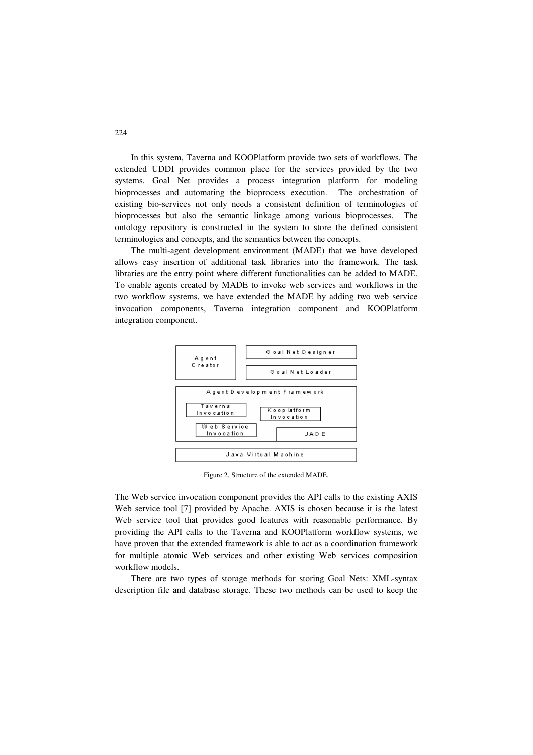In this system, Taverna and KOOPlatform provide two sets of workflows. The extended UDDI provides common place for the services provided by the two systems. Goal Net provides a process integration platform for modeling bioprocesses and automating the bioprocess execution. The orchestration of existing bio-services not only needs a consistent definition of terminologies of bioprocesses but also the semantic linkage among various bioprocesses. The ontology repository is constructed in the system to store the defined consistent terminologies and concepts, and the semantics between the concepts.

The multi-agent development environment (MADE) that we have developed allows easy insertion of additional task libraries into the framework. The task libraries are the entry point where different functionalities can be added to MADE. To enable agents created by MADE to invoke web services and workflows in the two workflow systems, we have extended the MADE by adding two web service invocation components, Taverna integration component and KOOPlatform integration component.

Figure 2. Structure of the extended MADE.

The Web service invocation component provides the API calls to the existing AXIS Web service tool [7] provided by Apache. AXIS is chosen because it is the latest Web service tool that provides good features with reasonable performance. By providing the API calls to the Taverna and KOOPlatform workflow systems, we have proven that the extended framework is able to act as a coordination framework for multiple atomic Web services and other existing Web services composition workflow models.

There are two types of storage methods for storing Goal Nets: XML-syntax description file and database storage. These two methods can be used to keep the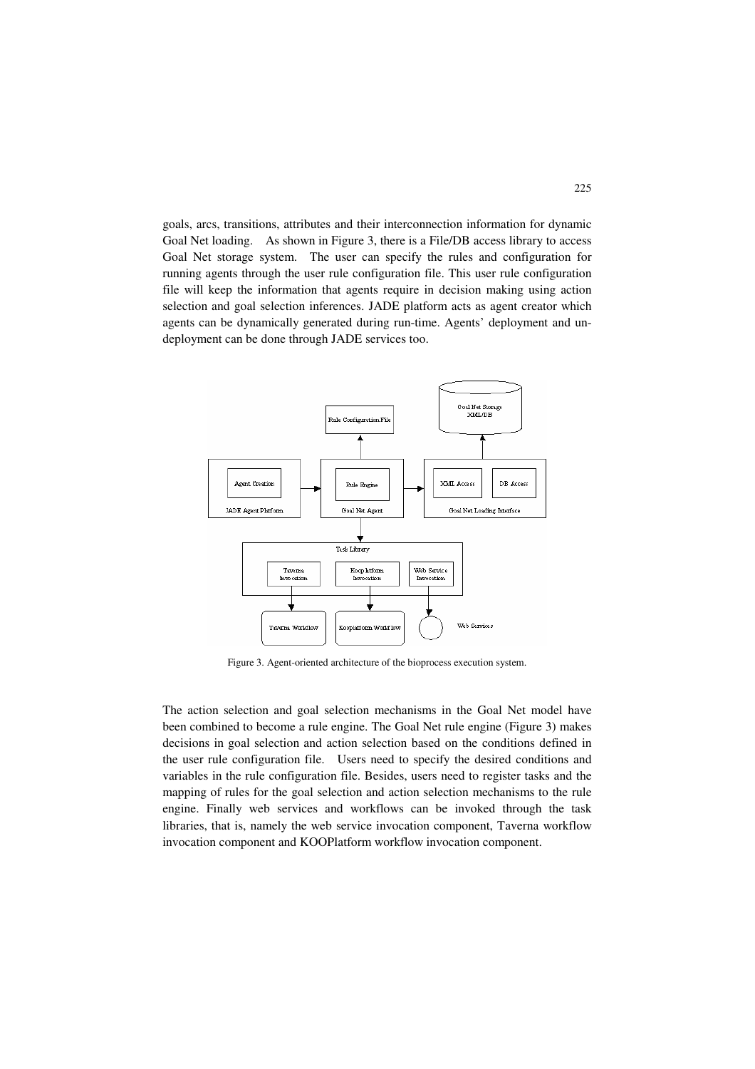goals, arcs, transitions, attributes and their interconnection information for dynamic Goal Net loading. As shown in Figure 3, there is a File/DB access library to access Goal Net storage system. The user can specify the rules and configuration for running agents through the user rule configuration file. This user rule configuration file will keep the information that agents require in decision making using action selection and goal selection inferences. JADE platform acts as agent creator which agents can be dynamically generated during run-time. Agents' deployment and un-deployment can be done through JADE services too.

Figure 3. Agent-oriented architecture of the bioprocess execution system.

The action selection and goal selection mechanisms in the Goal Net model have been combined to become a rule engine. The Goal Net rule engine (Figure 3) makes decisions in goal selection and action selection based on the conditions defined in the user rule configuration file. Users need to specify the desired conditions and variables in the rule configuration file. Besides, users need to register tasks and the mapping of rules for the goal selection and action selection mechanisms to the rule engine. Finally web services and workflows can be invoked through the task libraries, that is, namely the web service invocation component, Taverna workflow invocation component and KOOPlatform workflow invocation component.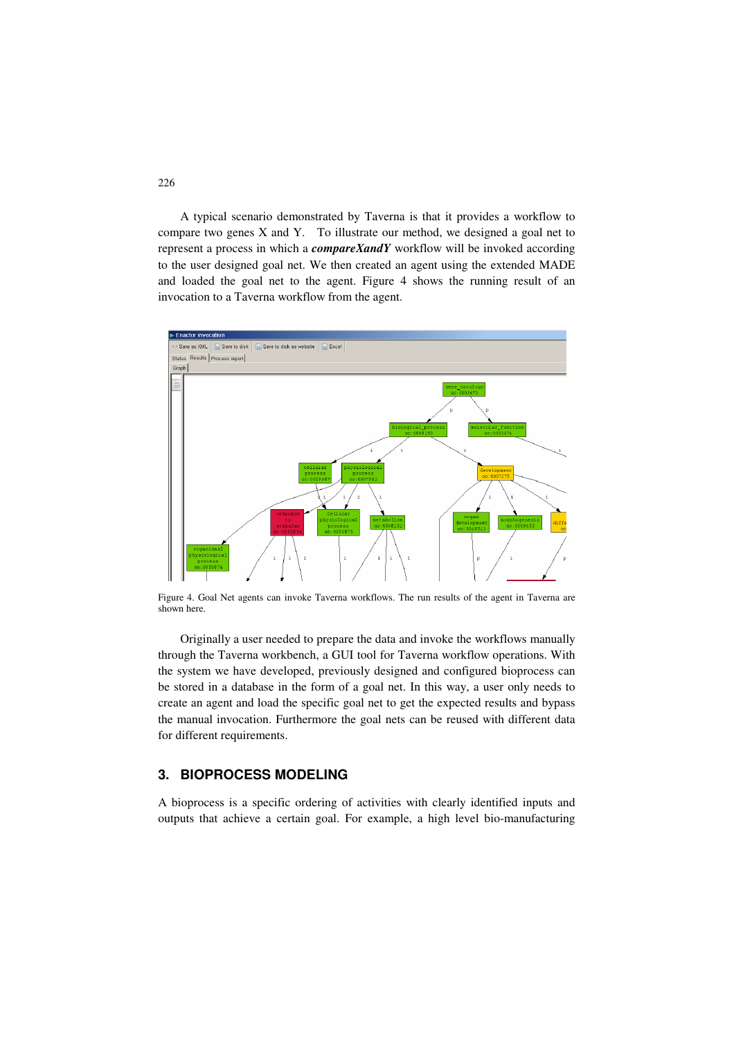A typical scenario demonstrated by Taverna is that it provides a workflow to compare two genes X and Y. To illustrate our method, we designed a goal net to represent a process in which a ***compareXandY*** workflow will be invoked according to the user designed goal net. We then created an agent using the extended MADE and loaded the goal net to the agent. Figure 4 shows the running result of an invocation to a Taverna workflow from the agent.

Figure 4. Goal Net agents can invoke Taverna workflows. The run results of the agent in Taverna are shown here.

Originally a user needed to prepare the data and invoke the workflows manually through the Taverna workbench, a GUI tool for Taverna workflow operations. With the system we have developed, previously designed and configured bioprocess can be stored in a database in the form of a goal net. In this way, a user only needs to create an agent and load the specific goal net to get the expected results and bypass the manual invocation. Furthermore the goal nets can be reused with different data for different requirements.

## 3. BIOPROCESS MODELING

A bioprocess is a specific ordering of activities with clearly identified inputs and outputs that achieve a certain goal. For example, a high level bio-manufacturing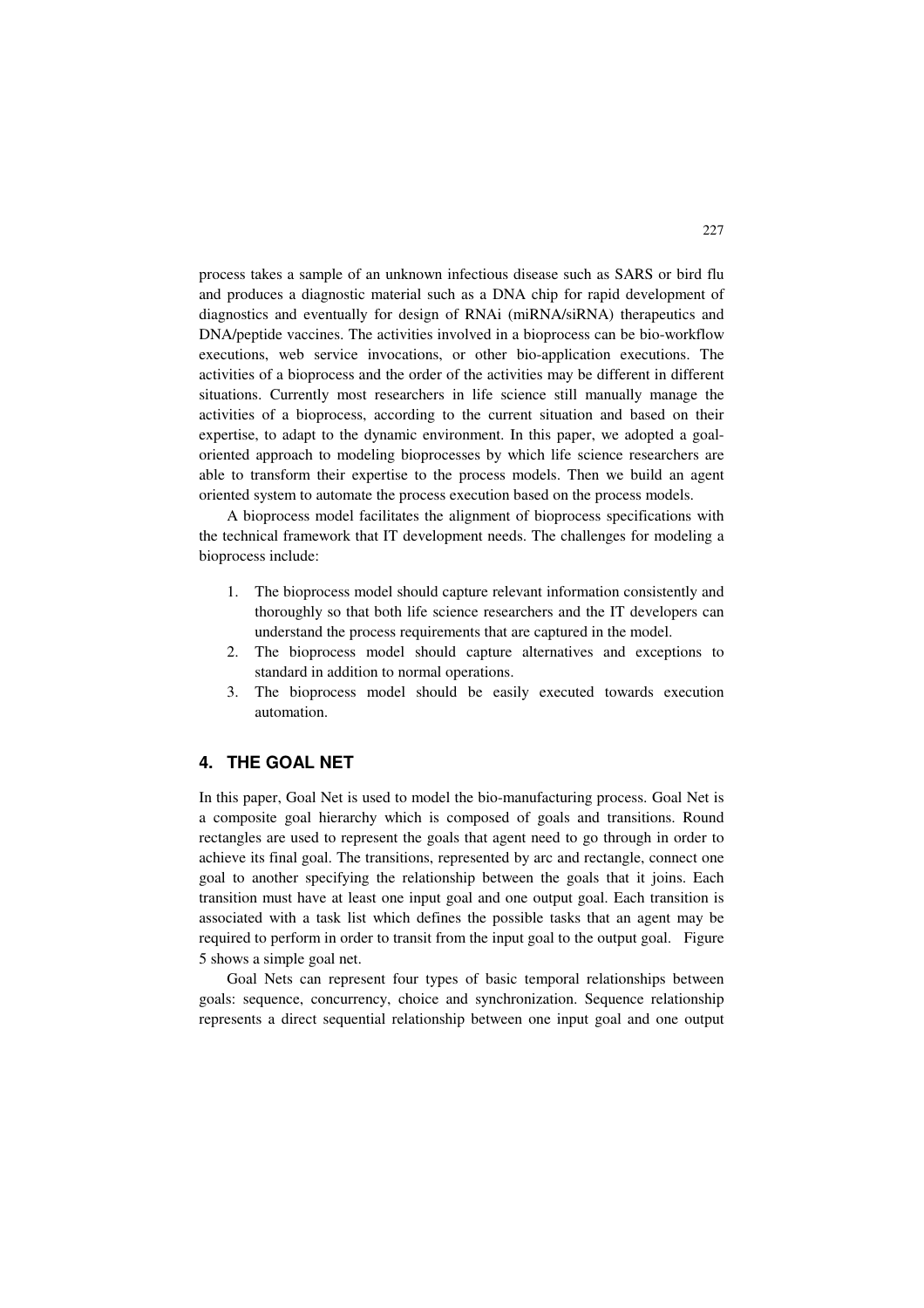process takes a sample of an unknown infectious disease such as SARS or bird flu and produces a diagnostic material such as a DNA chip for rapid development of diagnostics and eventually for design of RNAi (miRNA/siRNA) therapeutics and DNA/peptide vaccines. The activities involved in a bioprocess can be bio-workflow executions, web service invocations, or other bio-application executions. The activities of a bioprocess and the order of the activities may be different in different situations. Currently most researchers in life science still manually manage the activities of a bioprocess, according to the current situation and based on their expertise, to adapt to the dynamic environment. In this paper, we adopted a goal-oriented approach to modeling bioprocesses by which life science researchers are able to transform their expertise to the process models. Then we build an agent oriented system to automate the process execution based on the process models.

A bioprocess model facilitates the alignment of bioprocess specifications with the technical framework that IT development needs. The challenges for modeling a bioprocess include:

1. The bioprocess model should capture relevant information consistently and thoroughly so that both life science researchers and the IT developers can understand the process requirements that are captured in the model.
2. The bioprocess model should capture alternatives and exceptions to standard in addition to normal operations.
3. The bioprocess model should be easily executed towards execution automation.

## 4. THE GOAL NET

In this paper, Goal Net is used to model the bio-manufacturing process. Goal Net is a composite goal hierarchy which is composed of goals and transitions. Round rectangles are used to represent the goals that agent need to go through in order to achieve its final goal. The transitions, represented by arc and rectangle, connect one goal to another specifying the relationship between the goals that it joins. Each transition must have at least one input goal and one output goal. Each transition is associated with a task list which defines the possible tasks that an agent may be required to perform in order to transit from the input goal to the output goal. Figure 5 shows a simple goal net.

Goal Nets can represent four types of basic temporal relationships between goals: sequence, concurrency, choice and synchronization. Sequence relationship represents a direct sequential relationship between one input goal and one output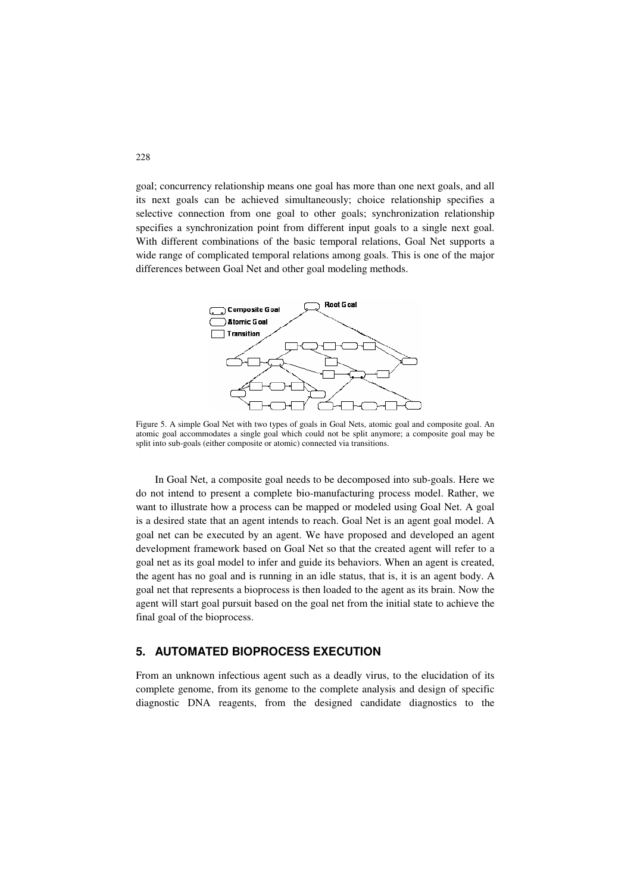goal; concurrency relationship means one goal has more than one next goals, and all its next goals can be achieved simultaneously; choice relationship specifies a selective connection from one goal to other goals; synchronization relationship specifies a synchronization point from different input goals to a single next goal. With different combinations of the basic temporal relations, Goal Net supports a wide range of complicated temporal relations among goals. This is one of the major differences between Goal Net and other goal modeling methods.

Figure 5. A simple Goal Net with two types of goals in Goal Nets, atomic goal and composite goal. An atomic goal accommodates a single goal which could not be split anymore; a composite goal may be split into sub-goals (either composite or atomic) connected via transitions.

In Goal Net, a composite goal needs to be decomposed into sub-goals. Here we do not intend to present a complete bio-manufacturing process model. Rather, we want to illustrate how a process can be mapped or modeled using Goal Net. A goal is a desired state that an agent intends to reach. Goal Net is an agent goal model. A goal net can be executed by an agent. We have proposed and developed an agent development framework based on Goal Net so that the created agent will refer to a goal net as its goal model to infer and guide its behaviors. When an agent is created, the agent has no goal and is running in an idle status, that is, it is an agent body. A goal net that represents a bioprocess is then loaded to the agent as its brain. Now the agent will start goal pursuit based on the goal net from the initial state to achieve the final goal of the bioprocess.

## 5. AUTOMATED BIOPROCESS EXECUTION

From an unknown infectious agent such as a deadly virus, to the elucidation of its complete genome, from its genome to the complete analysis and design of specific diagnostic DNA reagents, from the designed candidate diagnostics to the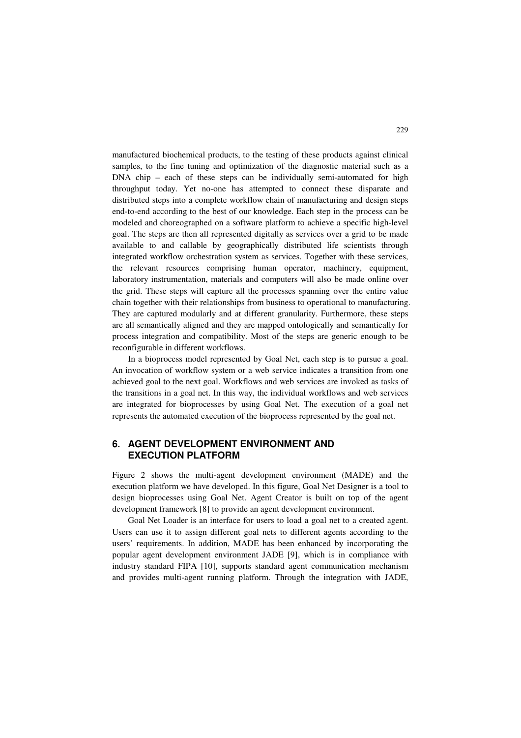manufactured biochemical products, to the testing of these products against clinical samples, to the fine tuning and optimization of the diagnostic material such as a DNA chip – each of these steps can be individually semi-automated for high throughput today. Yet no-one has attempted to connect these disparate and distributed steps into a complete workflow chain of manufacturing and design steps end-to-end according to the best of our knowledge. Each step in the process can be modeled and choreographed on a software platform to achieve a specific high-level goal. The steps are then all represented digitally as services over a grid to be made available to and callable by geographically distributed life scientists through integrated workflow orchestration system as services. Together with these services, the relevant resources comprising human operator, machinery, equipment, laboratory instrumentation, materials and computers will also be made online over the grid. These steps will capture all the processes spanning over the entire value chain together with their relationships from business to operational to manufacturing. They are captured modularly and at different granularity. Furthermore, these steps are all semantically aligned and they are mapped ontologically and semantically for process integration and compatibility. Most of the steps are generic enough to be reconfigurable in different workflows.

In a bioprocess model represented by Goal Net, each step is to pursue a goal. An invocation of workflow system or a web service indicates a transition from one achieved goal to the next goal. Workflows and web services are invoked as tasks of the transitions in a goal net. In this way, the individual workflows and web services are integrated for bioprocesses by using Goal Net. The execution of a goal net represents the automated execution of the bioprocess represented by the goal net.

## 6. AGENT DEVELOPMENT ENVIRONMENT AND EXECUTION PLATFORM

Figure 2 shows the multi-agent development environment (MADE) and the execution platform we have developed. In this figure, Goal Net Designer is a tool to design bioprocesses using Goal Net. Agent Creator is built on top of the agent development framework [8] to provide an agent development environment.

Goal Net Loader is an interface for users to load a goal net to a created agent. Users can use it to assign different goal nets to different agents according to the users' requirements. In addition, MADE has been enhanced by incorporating the popular agent development environment JADE [9], which is in compliance with industry standard FIPA [10], supports standard agent communication mechanism and provides multi-agent running platform. Through the integration with JADE,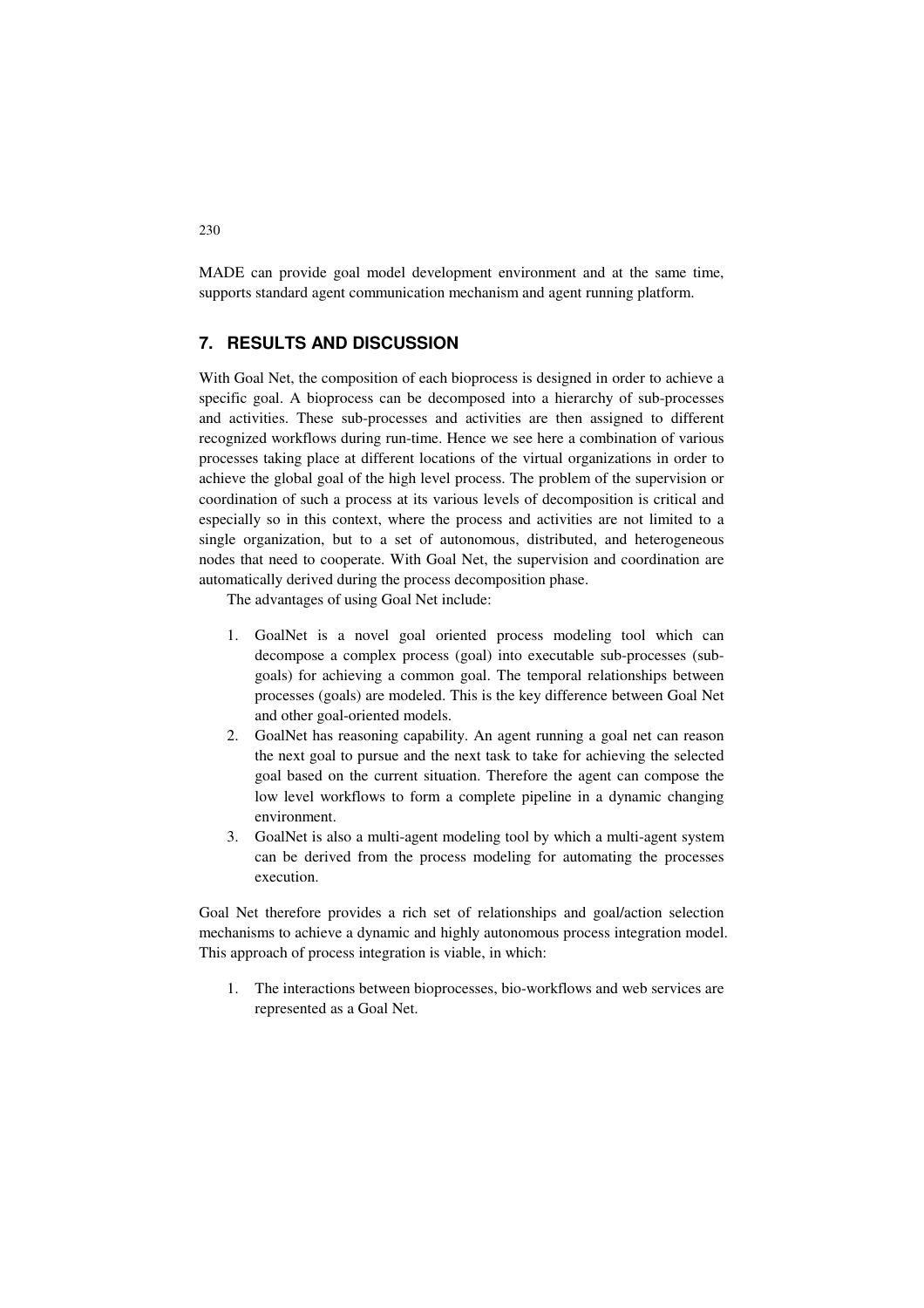MADE can provide goal model development environment and at the same time, supports standard agent communication mechanism and agent running platform.

## 7. RESULTS AND DISCUSSION

With Goal Net, the composition of each bioprocess is designed in order to achieve a specific goal. A bioprocess can be decomposed into a hierarchy of sub-processes and activities. These sub-processes and activities are then assigned to different recognized workflows during run-time. Hence we see here a combination of various processes taking place at different locations of the virtual organizations in order to achieve the global goal of the high level process. The problem of the supervision or coordination of such a process at its various levels of decomposition is critical and especially so in this context, where the process and activities are not limited to a single organization, but to a set of autonomous, distributed, and heterogeneous nodes that need to cooperate. With Goal Net, the supervision and coordination are automatically derived during the process decomposition phase.

The advantages of using Goal Net include:

1. GoalNet is a novel goal oriented process modeling tool which can decompose a complex process (goal) into executable sub-processes (sub-goals) for achieving a common goal. The temporal relationships between processes (goals) are modeled. This is the key difference between Goal Net and other goal-oriented models.
2. GoalNet has reasoning capability. An agent running a goal net can reason the next goal to pursue and the next task to take for achieving the selected goal based on the current situation. Therefore the agent can compose the low level workflows to form a complete pipeline in a dynamic changing environment.
3. GoalNet is also a multi-agent modeling tool by which a multi-agent system can be derived from the process modeling for automating the processes execution.

Goal Net therefore provides a rich set of relationships and goal/action selection mechanisms to achieve a dynamic and highly autonomous process integration model. This approach of process integration is viable, in which:

1. The interactions between bioprocesses, bio-workflows and web services are represented as a Goal Net.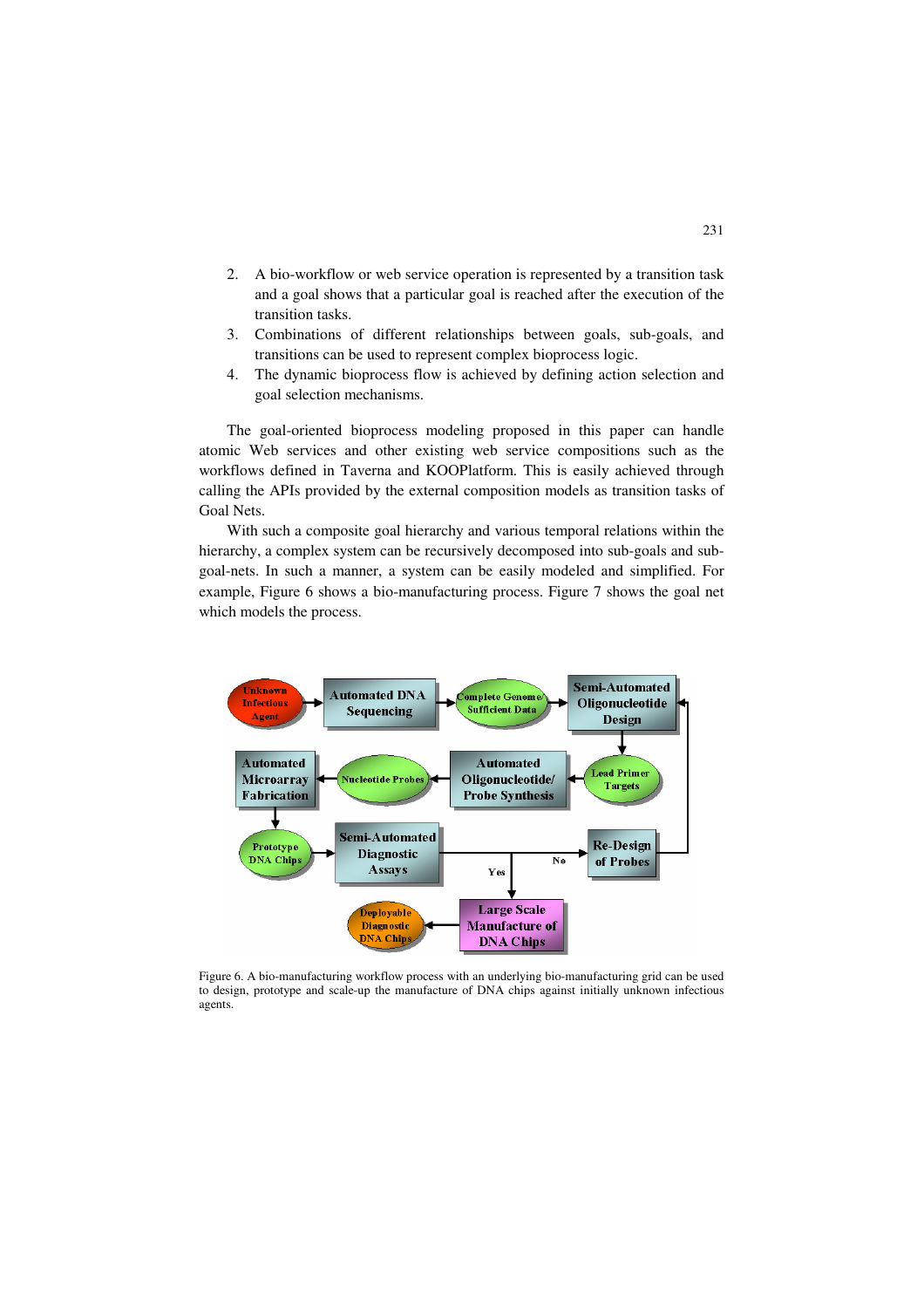2. A bio-workflow or web service operation is represented by a transition task and a goal shows that a particular goal is reached after the execution of the transition tasks.
3. Combinations of different relationships between goals, sub-goals, and transitions can be used to represent complex bioprocess logic.
4. The dynamic bioprocess flow is achieved by defining action selection and goal selection mechanisms.

The goal-oriented bioprocess modeling proposed in this paper can handle atomic Web services and other existing web service compositions such as the workflows defined in Taverna and KOOPlatform. This is easily achieved through calling the APIs provided by the external composition models as transition tasks of Goal Nets.

With such a composite goal hierarchy and various temporal relations within the hierarchy, a complex system can be recursively decomposed into sub-goals and sub-goal-nets. In such a manner, a system can be easily modeled and simplified. For example, Figure 6 shows a bio-manufacturing process. Figure 7 shows the goal net which models the process.

Figure 6. A bio-manufacturing workflow process with an underlying bio-manufacturing grid can be used to design, prototype and scale-up the manufacture of DNA chips against initially unknown infectious agents.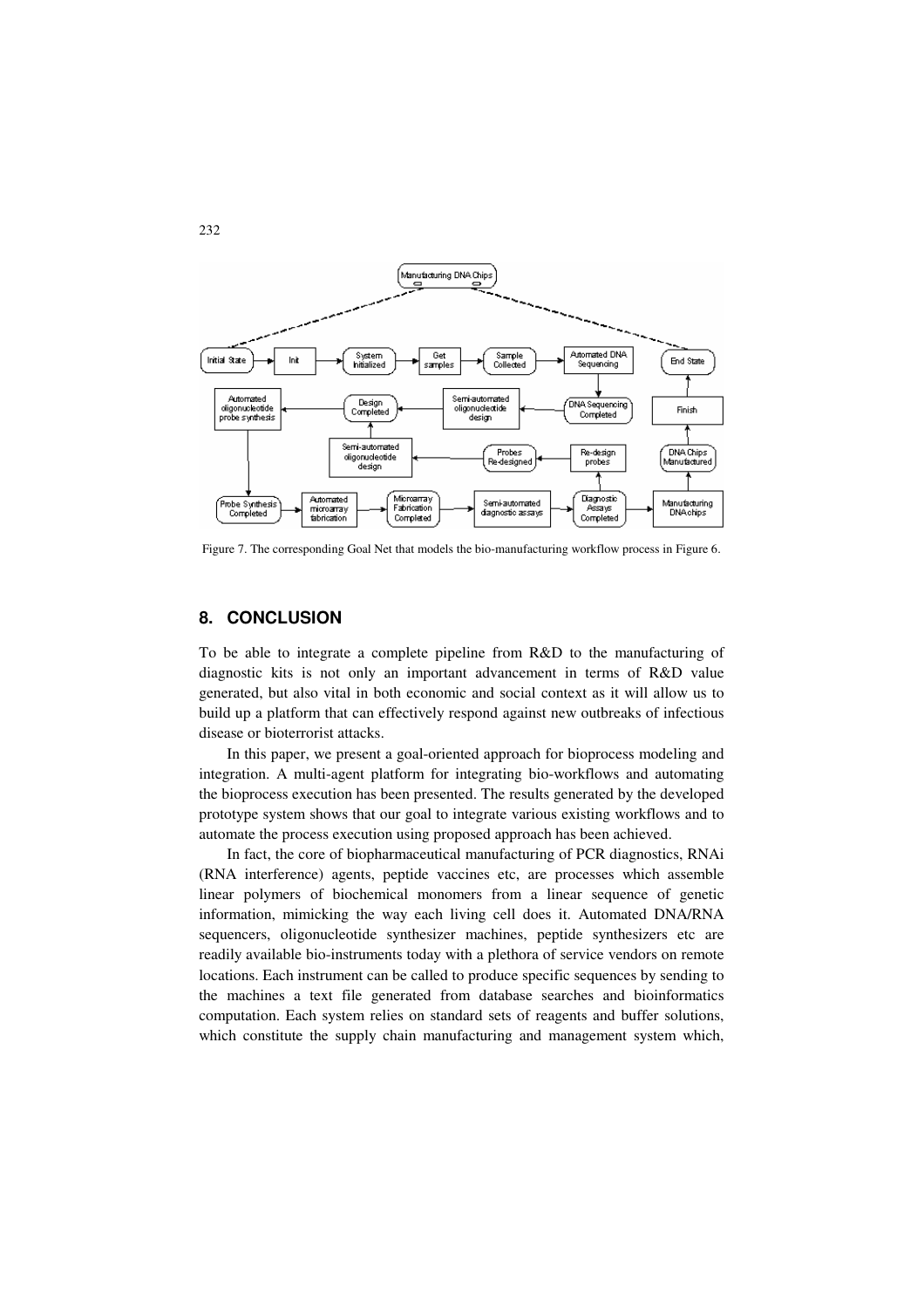Figure 7. The corresponding Goal Net that models the bio-manufacturing workflow process in Figure 6.

## 8. CONCLUSION

To be able to integrate a complete pipeline from R&D to the manufacturing of diagnostic kits is not only an important advancement in terms of R&D value generated, but also vital in both economic and social context as it will allow us to build up a platform that can effectively respond against new outbreaks of infectious disease or bioterrorist attacks.

In this paper, we present a goal-oriented approach for bioprocess modeling and integration. A multi-agent platform for integrating bio-workflows and automating the bioprocess execution has been presented. The results generated by the developed prototype system shows that our goal to integrate various existing workflows and to automate the process execution using proposed approach has been achieved.

In fact, the core of biopharmaceutical manufacturing of PCR diagnostics, RNAi (RNA interference) agents, peptide vaccines etc, are processes which assemble linear polymers of biochemical monomers from a linear sequence of genetic information, mimicking the way each living cell does it. Automated DNA/RNA sequencers, oligonucleotide synthesizer machines, peptide synthesizers etc are readily available bio-instruments today with a plethora of service vendors on remote locations. Each instrument can be called to produce specific sequences by sending to the machines a text file generated from database searches and bioinformatics computation. Each system relies on standard sets of reagents and buffer solutions, which constitute the supply chain manufacturing and management system which,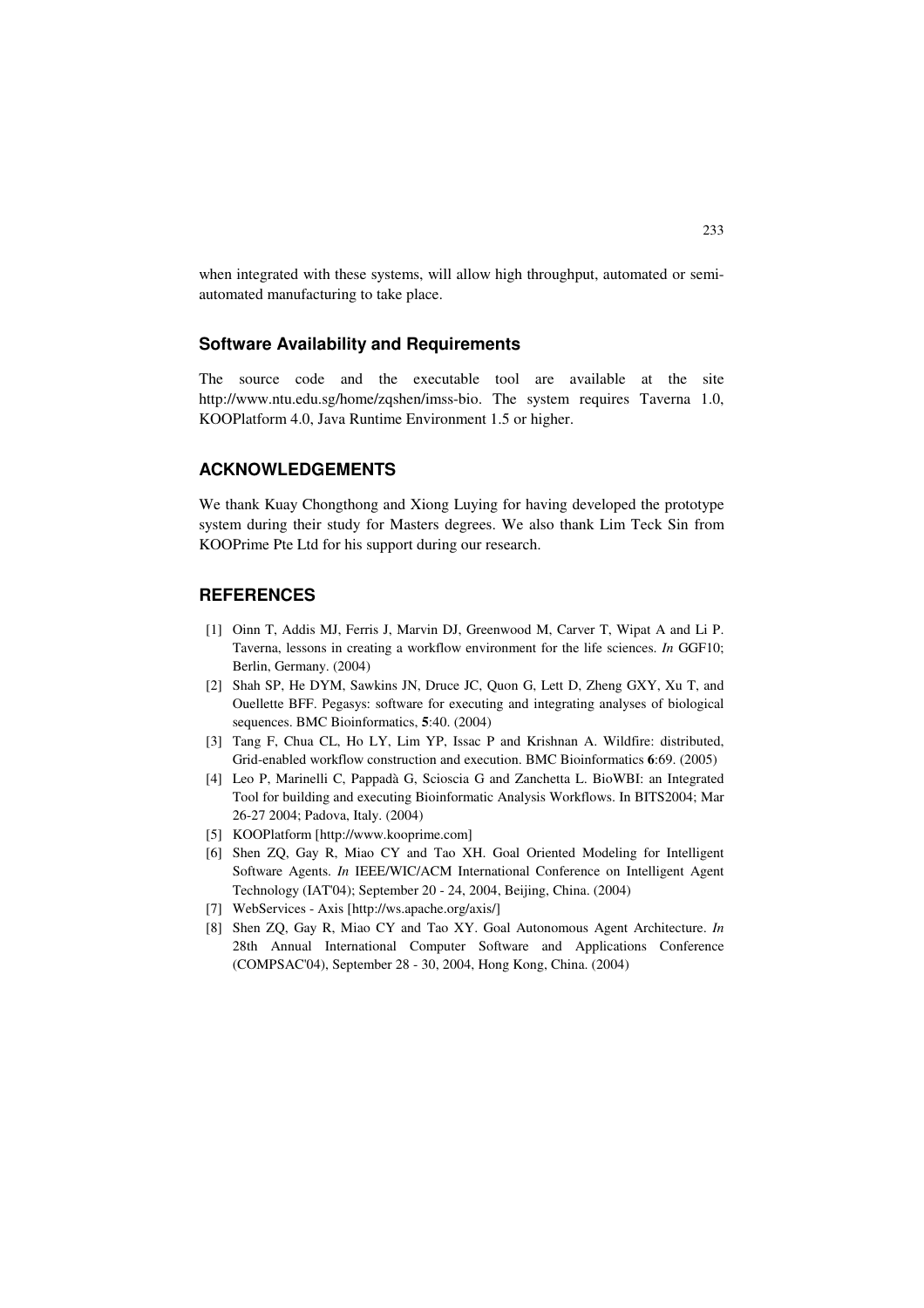when integrated with these systems, will allow high throughput, automated or semi-automated manufacturing to take place.

## Software Availability and Requirements

The source code and the executable tool are available at the site http://www.ntu.edu.sg/home/zqshen/imss-bio. The system requires Taverna 1.0, KOOPlatform 4.0, Java Runtime Environment 1.5 or higher.

## ACKNOWLEDGEMENTS

We thank Kuay Chongthong and Xiong Luying for having developed the prototype system during their study for Masters degrees. We also thank Lim Teck Sin from KOOPrime Pte Ltd for his support during our research.

## REFERENCES

[1] Oinn T, Addis MJ, Ferris J, Marvin DJ, Greenwood M, Carver T, Wipat A and Li P. Taverna, lessons in creating a workflow environment for the life sciences. *In* GGF10; Berlin, Germany. (2004)

[2] Shah SP, He DYM, Sawkins JN, Druce JC, Quon G, Lett D, Zheng GXY, Xu T, and Ouellette BFF. Pegasys: software for executing and integrating analyses of biological sequences. BMC Bioinformatics, **5**:40. (2004)

[3] Tang F, Chua CL, Ho LY, Lim YP, Issac P and Krishnan A. Wildfire: distributed, Grid-enabled workflow construction and execution. BMC Bioinformatics **6**:69. (2005)

[4] Leo P, Marinelli C, Pappadà G, Scioscia G and Zanchetta L. BioWBI: an Integrated Tool for building and executing Bioinformatic Analysis Workflows. In BITS2004; Mar 26-27 2004; Padova, Italy. (2004)

[5] KOOPlatform [http://www.kooprime.com]

[6] Shen ZQ, Gay R, Miao CY and Tao XH. Goal Oriented Modeling for Intelligent Software Agents. *In* IEEE/WIC/ACM International Conference on Intelligent Agent Technology (IAT'04); September 20 - 24, 2004, Beijing, China. (2004)

[7] WebServices - Axis [http://ws.apache.org/axis/]

[8] Shen ZQ, Gay R, Miao CY and Tao XY. Goal Autonomous Agent Architecture. *In* 28th Annual International Computer Software and Applications Conference (COMPSAC'04), September 28 - 30, 2004, Hong Kong, China. (2004)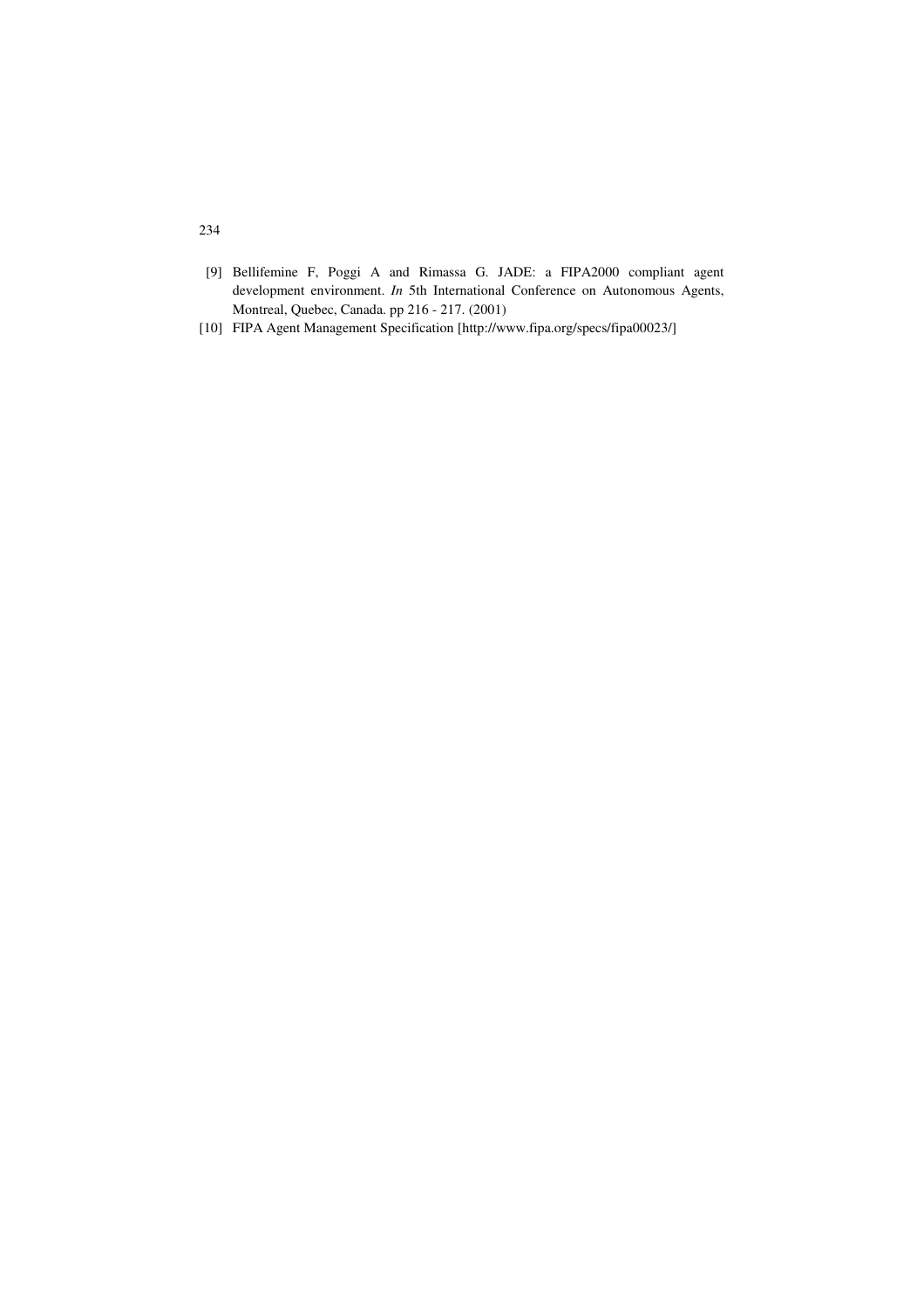[9] Bellifemine F, Poggi A and Rimassa G. JADE: a FIPA2000 compliant agent development environment. *In* 5th International Conference on Autonomous Agents, Montreal, Quebec, Canada. pp 216 - 217. (2001)

[10] FIPA Agent Management Specification [http://www.fipa.org/specs/fipa00023/]